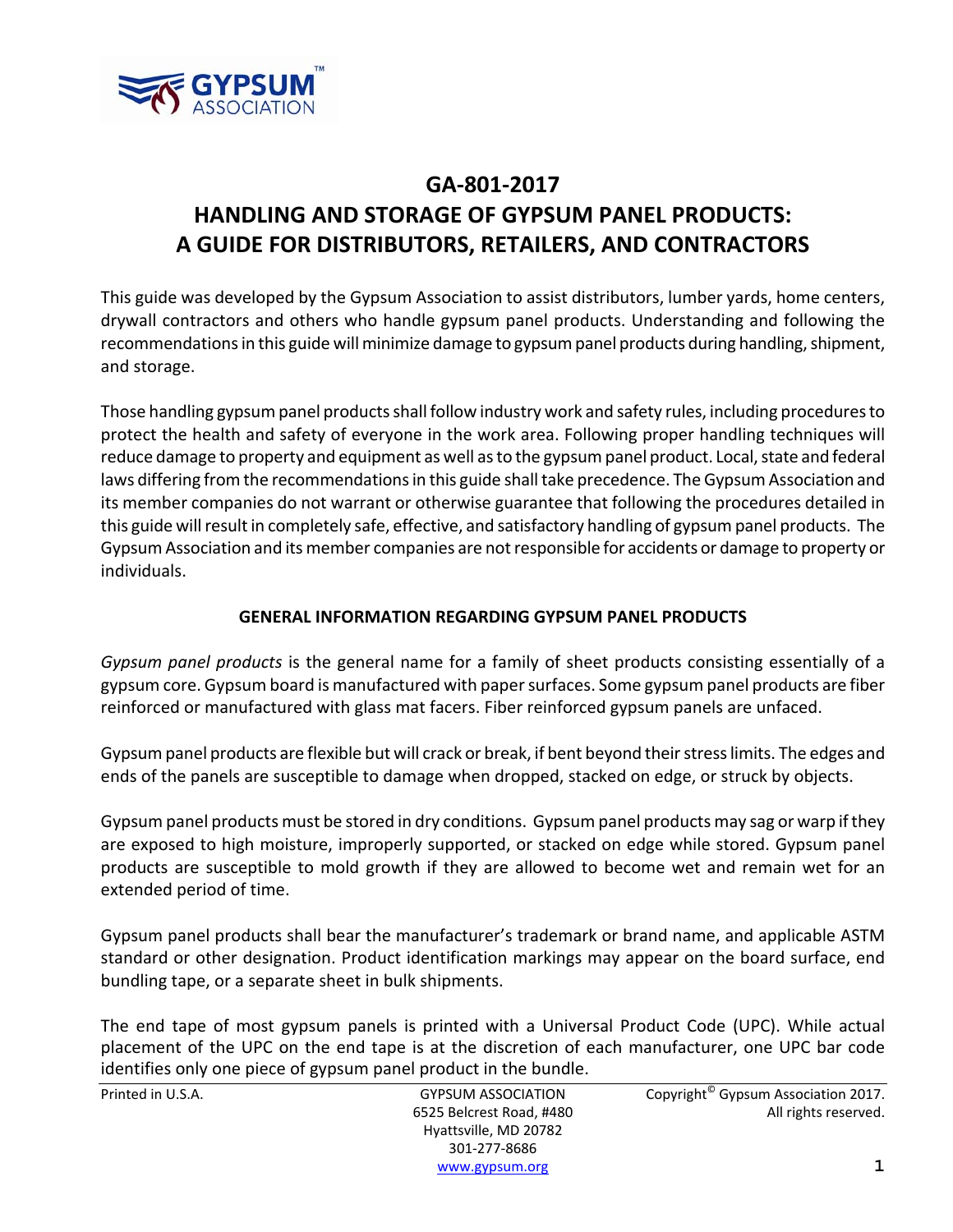# GA-801-2017
# HANDLING AND STORAGE OF GYPSUM PANEL PRODUCTS: A GUIDE FOR DISTRIBUTORS, RETAILERS, AND CONTRACTORS

This guide was developed by the Gypsum Association to assist distributors, lumber yards, home centers, drywall contractors and others who handle gypsum panel products. Understanding and following the recommendations in this guide will minimize damage to gypsum panel products during handling, shipment, and storage.

Those handling gypsum panel products shall follow industry work and safety rules, including procedures to protect the health and safety of everyone in the work area. Following proper handling techniques will reduce damage to property and equipment as well as to the gypsum panel product. Local, state and federal laws differing from the recommendations in this guide shall take precedence. The Gypsum Association and its member companies do not warrant or otherwise guarantee that following the procedures detailed in this guide will result in completely safe, effective, and satisfactory handling of gypsum panel products. The Gypsum Association and its member companies are not responsible for accidents or damage to property or individuals.

## GENERAL INFORMATION REGARDING GYPSUM PANEL PRODUCTS

*Gypsum panel products* is the general name for a family of sheet products consisting essentially of a gypsum core. Gypsum board is manufactured with paper surfaces. Some gypsum panel products are fiber reinforced or manufactured with glass mat facers. Fiber reinforced gypsum panels are unfaced.

Gypsum panel products are flexible but will crack or break, if bent beyond their stress limits. The edges and ends of the panels are susceptible to damage when dropped, stacked on edge, or struck by objects.

Gypsum panel products must be stored in dry conditions. Gypsum panel products may sag or warp if they are exposed to high moisture, improperly supported, or stacked on edge while stored. Gypsum panel products are susceptible to mold growth if they are allowed to become wet and remain wet for an extended period of time.

Gypsum panel products shall bear the manufacturer's trademark or brand name, and applicable ASTM standard or other designation. Product identification markings may appear on the board surface, end bundling tape, or a separate sheet in bulk shipments.

The end tape of most gypsum panels is printed with a Universal Product Code (UPC). While actual placement of the UPC on the end tape is at the discretion of each manufacturer, one UPC bar code identifies only one piece of gypsum panel product in the bundle.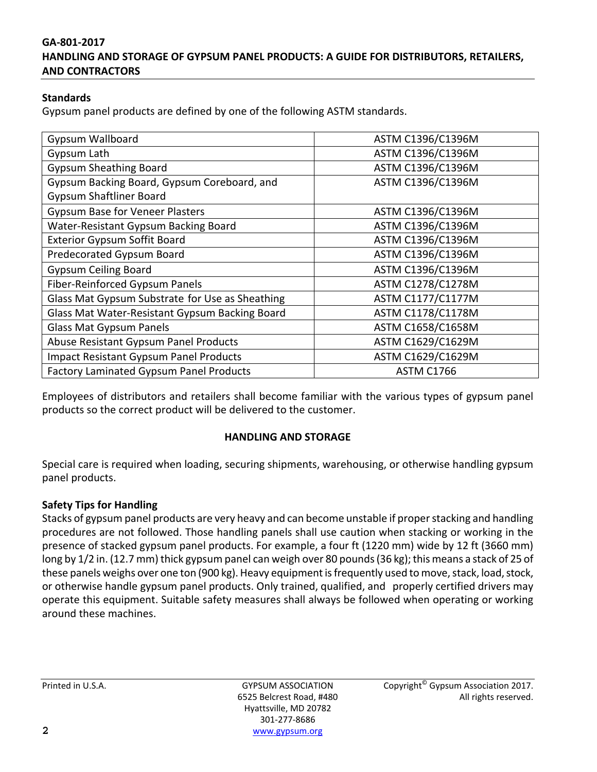## Standards

Gypsum panel products are defined by one of the following ASTM standards.

| | |
|---|---|
| Gypsum Wallboard | ASTM C1396/C1396M |
| Gypsum Lath | ASTM C1396/C1396M |
| Gypsum Sheathing Board | ASTM C1396/C1396M |
| Gypsum Backing Board, Gypsum Coreboard, and Gypsum Shaftliner Board | ASTM C1396/C1396M |
| Gypsum Base for Veneer Plasters | ASTM C1396/C1396M |
| Water-Resistant Gypsum Backing Board | ASTM C1396/C1396M |
| Exterior Gypsum Soffit Board | ASTM C1396/C1396M |
| Predecorated Gypsum Board | ASTM C1396/C1396M |
| Gypsum Ceiling Board | ASTM C1396/C1396M |
| Fiber-Reinforced Gypsum Panels | ASTM C1278/C1278M |
| Glass Mat Gypsum Substrate for Use as Sheathing | ASTM C1177/C1177M |
| Glass Mat Water-Resistant Gypsum Backing Board | ASTM C1178/C1178M |
| Glass Mat Gypsum Panels | ASTM C1658/C1658M |
| Abuse Resistant Gypsum Panel Products | ASTM C1629/C1629M |
| Impact Resistant Gypsum Panel Products | ASTM C1629/C1629M |
| Factory Laminated Gypsum Panel Products | ASTM C1766 |

Employees of distributors and retailers shall become familiar with the various types of gypsum panel products so the correct product will be delivered to the customer.

## HANDLING AND STORAGE

Special care is required when loading, securing shipments, warehousing, or otherwise handling gypsum panel products.

### Safety Tips for Handling

Stacks of gypsum panel products are very heavy and can become unstable if proper stacking and handling procedures are not followed. Those handling panels shall use caution when stacking or working in the presence of stacked gypsum panel products. For example, a four ft (1220 mm) wide by 12 ft (3660 mm) long by 1/2 in. (12.7 mm) thick gypsum panel can weigh over 80 pounds (36 kg); this means a stack of 25 of these panels weighs over one ton (900 kg). Heavy equipment is frequently used to move, stack, load, stock, or otherwise handle gypsum panel products. Only trained, qualified, and properly certified drivers may operate this equipment. Suitable safety measures shall always be followed when operating or working around these machines.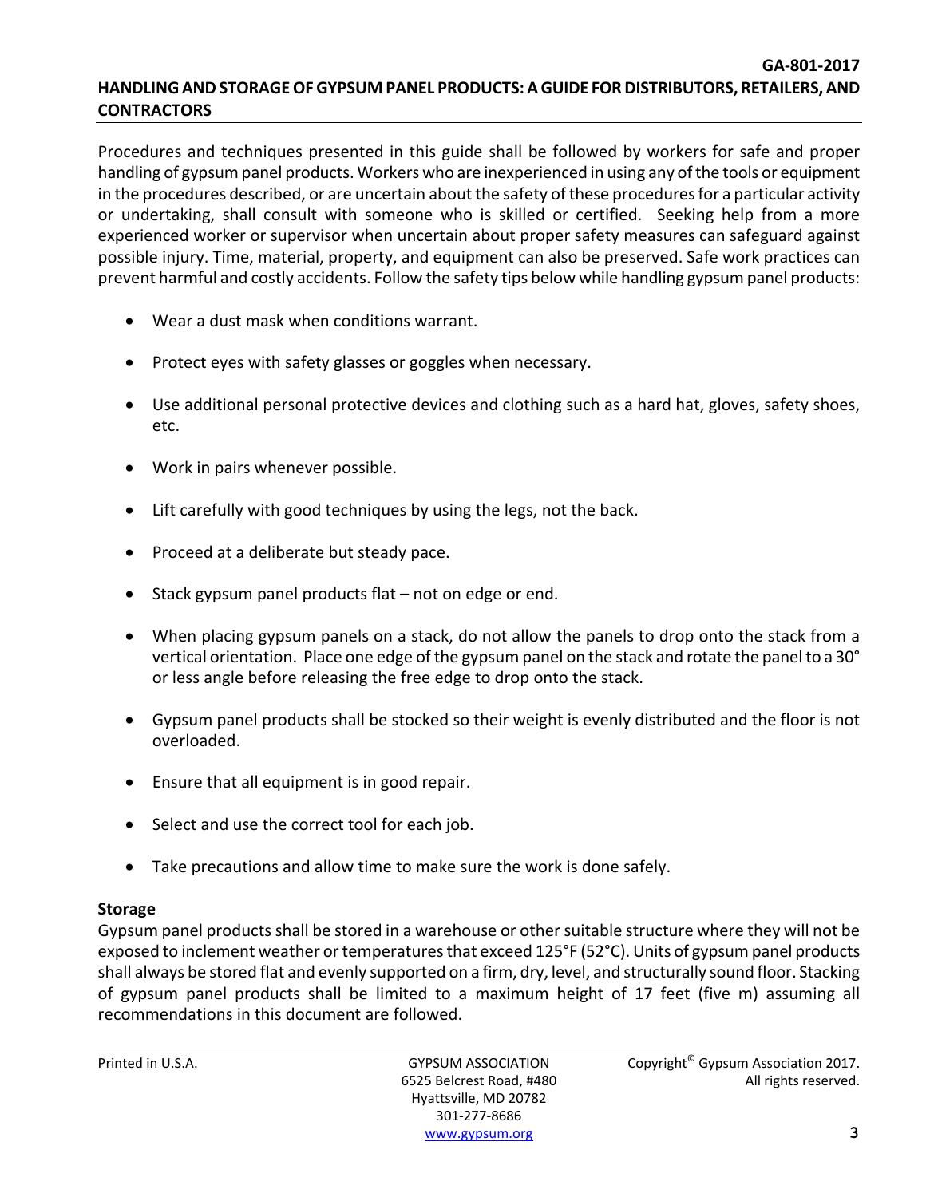Procedures and techniques presented in this guide shall be followed by workers for safe and proper handling of gypsum panel products. Workers who are inexperienced in using any of the tools or equipment in the procedures described, or are uncertain about the safety of these procedures for a particular activity or undertaking, shall consult with someone who is skilled or certified. Seeking help from a more experienced worker or supervisor when uncertain about proper safety measures can safeguard against possible injury. Time, material, property, and equipment can also be preserved. Safe work practices can prevent harmful and costly accidents. Follow the safety tips below while handling gypsum panel products:

- Wear a dust mask when conditions warrant.
- Protect eyes with safety glasses or goggles when necessary.
- Use additional personal protective devices and clothing such as a hard hat, gloves, safety shoes, etc.
- Work in pairs whenever possible.
- Lift carefully with good techniques by using the legs, not the back.
- Proceed at a deliberate but steady pace.
- Stack gypsum panel products flat – not on edge or end.
- When placing gypsum panels on a stack, do not allow the panels to drop onto the stack from a vertical orientation. Place one edge of the gypsum panel on the stack and rotate the panel to a 30° or less angle before releasing the free edge to drop onto the stack.
- Gypsum panel products shall be stocked so their weight is evenly distributed and the floor is not overloaded.
- Ensure that all equipment is in good repair.
- Select and use the correct tool for each job.
- Take precautions and allow time to make sure the work is done safely.

### Storage

Gypsum panel products shall be stored in a warehouse or other suitable structure where they will not be exposed to inclement weather or temperatures that exceed 125°F (52°C). Units of gypsum panel products shall always be stored flat and evenly supported on a firm, dry, level, and structurally sound floor. Stacking of gypsum panel products shall be limited to a maximum height of 17 feet (five m) assuming all recommendations in this document are followed.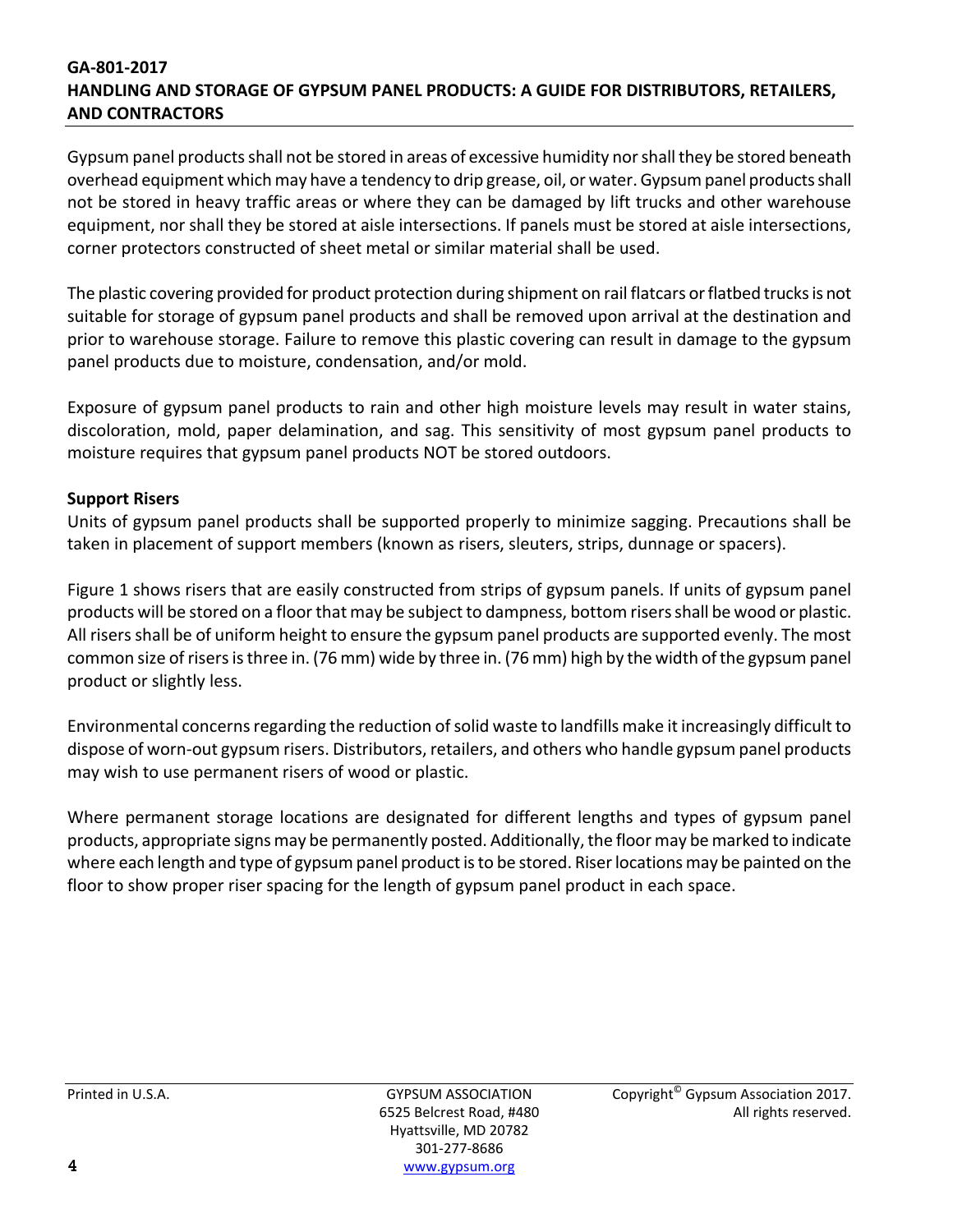Gypsum panel products shall not be stored in areas of excessive humidity nor shall they be stored beneath overhead equipment which may have a tendency to drip grease, oil, or water. Gypsum panel products shall not be stored in heavy traffic areas or where they can be damaged by lift trucks and other warehouse equipment, nor shall they be stored at aisle intersections. If panels must be stored at aisle intersections, corner protectors constructed of sheet metal or similar material shall be used.

The plastic covering provided for product protection during shipment on rail flatcars or flatbed trucks is not suitable for storage of gypsum panel products and shall be removed upon arrival at the destination and prior to warehouse storage. Failure to remove this plastic covering can result in damage to the gypsum panel products due to moisture, condensation, and/or mold.

Exposure of gypsum panel products to rain and other high moisture levels may result in water stains, discoloration, mold, paper delamination, and sag. This sensitivity of most gypsum panel products to moisture requires that gypsum panel products NOT be stored outdoors.

**Support Risers**

Units of gypsum panel products shall be supported properly to minimize sagging. Precautions shall be taken in placement of support members (known as risers, sleuters, strips, dunnage or spacers).

Figure 1 shows risers that are easily constructed from strips of gypsum panels. If units of gypsum panel products will be stored on a floor that may be subject to dampness, bottom risers shall be wood or plastic. All risers shall be of uniform height to ensure the gypsum panel products are supported evenly. The most common size of risers is three in. (76 mm) wide by three in. (76 mm) high by the width of the gypsum panel product or slightly less.

Environmental concerns regarding the reduction of solid waste to landfills make it increasingly difficult to dispose of worn-out gypsum risers. Distributors, retailers, and others who handle gypsum panel products may wish to use permanent risers of wood or plastic.

Where permanent storage locations are designated for different lengths and types of gypsum panel products, appropriate signs may be permanently posted. Additionally, the floor may be marked to indicate where each length and type of gypsum panel product is to be stored. Riser locations may be painted on the floor to show proper riser spacing for the length of gypsum panel product in each space.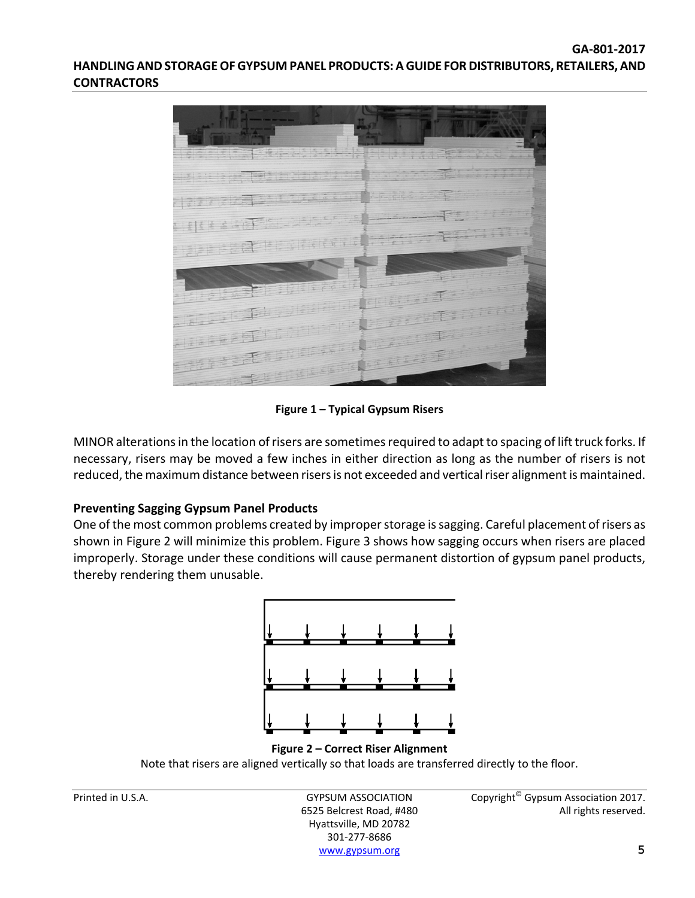Figure 1 – Typical Gypsum Risers

MINOR alterations in the location of risers are sometimes required to adapt to spacing of lift truck forks. If necessary, risers may be moved a few inches in either direction as long as the number of risers is not reduced, the maximum distance between risers is not exceeded and vertical riser alignment is maintained.

### Preventing Sagging Gypsum Panel Products

One of the most common problems created by improper storage is sagging. Careful placement of risers as shown in Figure 2 will minimize this problem. Figure 3 shows how sagging occurs when risers are placed improperly. Storage under these conditions will cause permanent distortion of gypsum panel products, thereby rendering them unusable.

**Figure 2 – Correct Riser Alignment**

Note that risers are aligned vertically so that loads are transferred directly to the floor.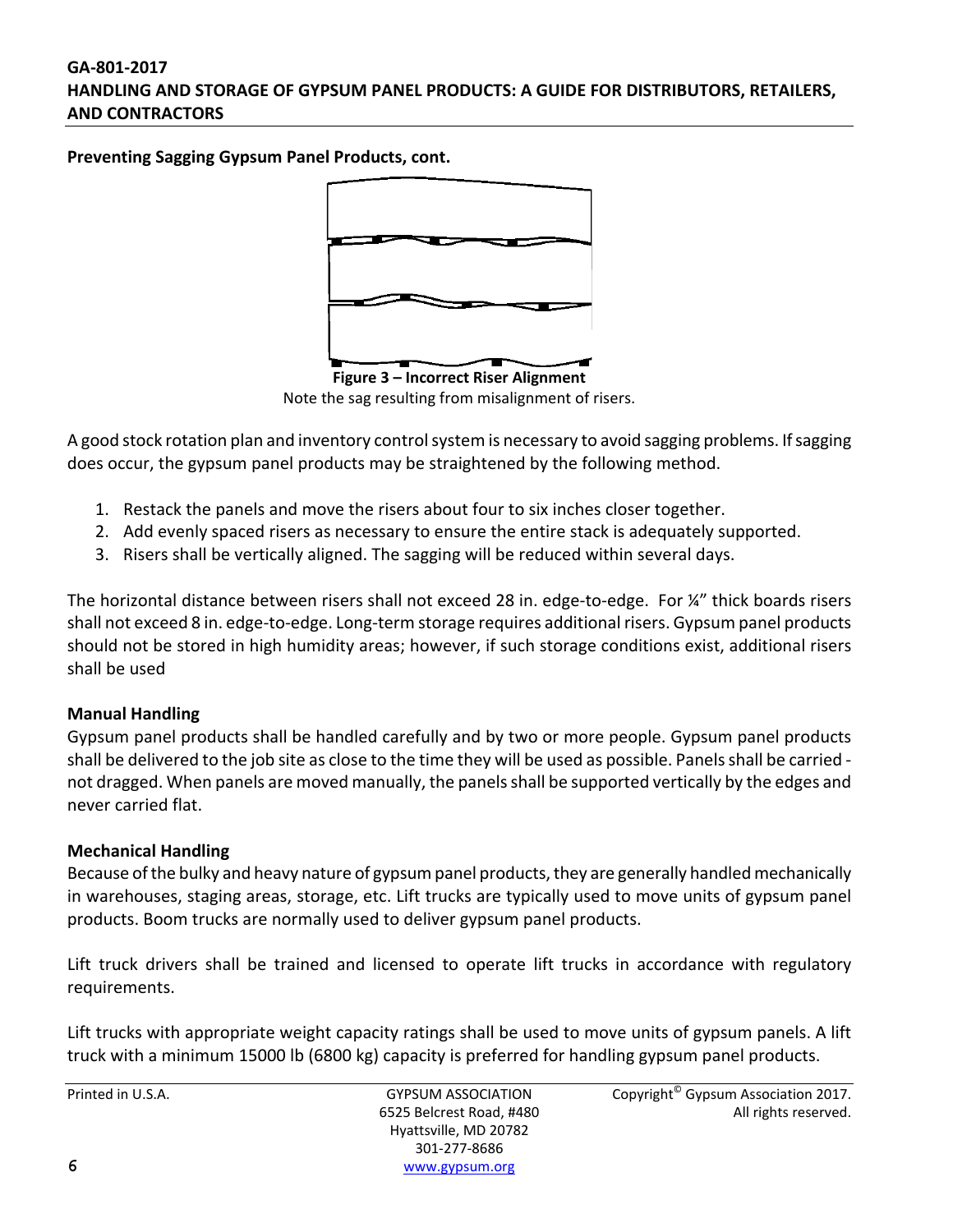**Preventing Sagging Gypsum Panel Products, cont.**

**Figure 3 – Incorrect Riser Alignment**

Note the sag resulting from misalignment of risers.

A good stock rotation plan and inventory control system is necessary to avoid sagging problems. If sagging does occur, the gypsum panel products may be straightened by the following method.

1. Restack the panels and move the risers about four to six inches closer together.
2. Add evenly spaced risers as necessary to ensure the entire stack is adequately supported.
3. Risers shall be vertically aligned. The sagging will be reduced within several days.

The horizontal distance between risers shall not exceed 28 in. edge-to-edge. For ¼" thick boards risers shall not exceed 8 in. edge-to-edge. Long-term storage requires additional risers. Gypsum panel products should not be stored in high humidity areas; however, if such storage conditions exist, additional risers shall be used

**Manual Handling**

Gypsum panel products shall be handled carefully and by two or more people. Gypsum panel products shall be delivered to the job site as close to the time they will be used as possible. Panels shall be carried - not dragged. When panels are moved manually, the panels shall be supported vertically by the edges and never carried flat.

**Mechanical Handling**

Because of the bulky and heavy nature of gypsum panel products, they are generally handled mechanically in warehouses, staging areas, storage, etc. Lift trucks are typically used to move units of gypsum panel products. Boom trucks are normally used to deliver gypsum panel products.

Lift truck drivers shall be trained and licensed to operate lift trucks in accordance with regulatory requirements.

Lift trucks with appropriate weight capacity ratings shall be used to move units of gypsum panels. A lift truck with a minimum 15000 lb (6800 kg) capacity is preferred for handling gypsum panel products.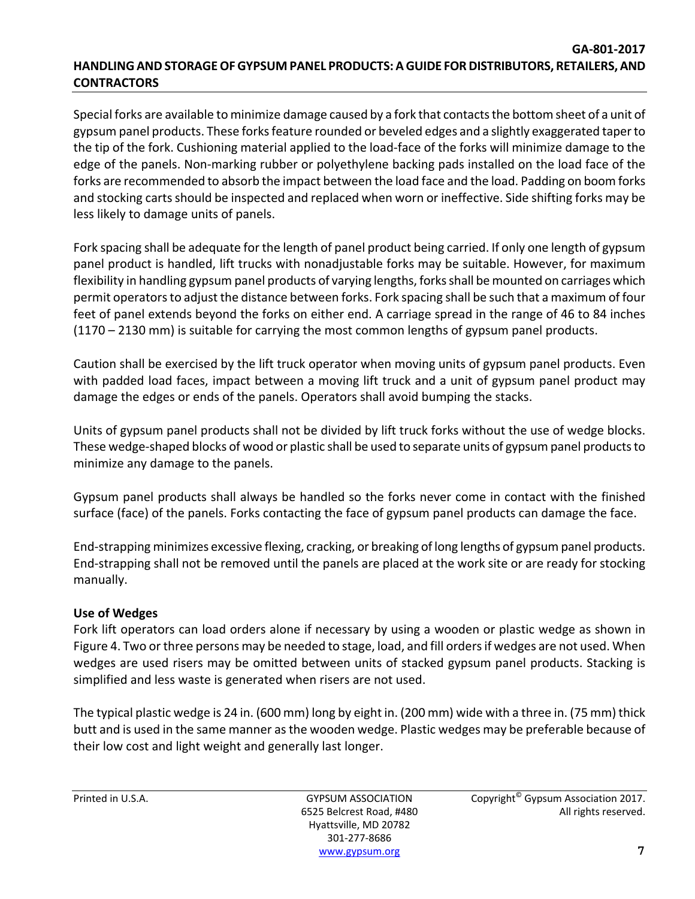Special forks are available to minimize damage caused by a fork that contacts the bottom sheet of a unit of gypsum panel products. These forks feature rounded or beveled edges and a slightly exaggerated taper to the tip of the fork. Cushioning material applied to the load-face of the forks will minimize damage to the edge of the panels. Non-marking rubber or polyethylene backing pads installed on the load face of the forks are recommended to absorb the impact between the load face and the load. Padding on boom forks and stocking carts should be inspected and replaced when worn or ineffective. Side shifting forks may be less likely to damage units of panels.

Fork spacing shall be adequate for the length of panel product being carried. If only one length of gypsum panel product is handled, lift trucks with nonadjustable forks may be suitable. However, for maximum flexibility in handling gypsum panel products of varying lengths, forks shall be mounted on carriages which permit operators to adjust the distance between forks. Fork spacing shall be such that a maximum of four feet of panel extends beyond the forks on either end. A carriage spread in the range of 46 to 84 inches (1170 – 2130 mm) is suitable for carrying the most common lengths of gypsum panel products.

Caution shall be exercised by the lift truck operator when moving units of gypsum panel products. Even with padded load faces, impact between a moving lift truck and a unit of gypsum panel product may damage the edges or ends of the panels. Operators shall avoid bumping the stacks.

Units of gypsum panel products shall not be divided by lift truck forks without the use of wedge blocks. These wedge-shaped blocks of wood or plastic shall be used to separate units of gypsum panel products to minimize any damage to the panels.

Gypsum panel products shall always be handled so the forks never come in contact with the finished surface (face) of the panels. Forks contacting the face of gypsum panel products can damage the face.

End-strapping minimizes excessive flexing, cracking, or breaking of long lengths of gypsum panel products. End-strapping shall not be removed until the panels are placed at the work site or are ready for stocking manually.

### Use of Wedges

Fork lift operators can load orders alone if necessary by using a wooden or plastic wedge as shown in Figure 4. Two or three persons may be needed to stage, load, and fill orders if wedges are not used. When wedges are used risers may be omitted between units of stacked gypsum panel products. Stacking is simplified and less waste is generated when risers are not used.

The typical plastic wedge is 24 in. (600 mm) long by eight in. (200 mm) wide with a three in. (75 mm) thick butt and is used in the same manner as the wooden wedge. Plastic wedges may be preferable because of their low cost and light weight and generally last longer.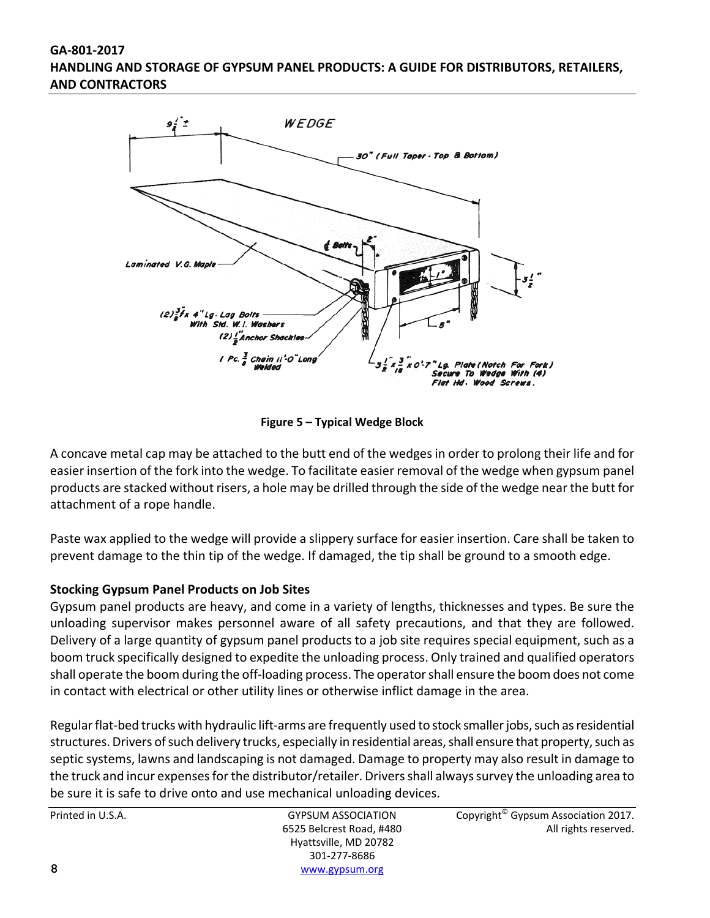Figure 5 – Typical Wedge Block

A concave metal cap may be attached to the butt end of the wedges in order to prolong their life and for easier insertion of the fork into the wedge. To facilitate easier removal of the wedge when gypsum panel products are stacked without risers, a hole may be drilled through the side of the wedge near the butt for attachment of a rope handle.

Paste wax applied to the wedge will provide a slippery surface for easier insertion. Care shall be taken to prevent damage to the thin tip of the wedge. If damaged, the tip shall be ground to a smooth edge.

**Stocking Gypsum Panel Products on Job Sites**

Gypsum panel products are heavy, and come in a variety of lengths, thicknesses and types. Be sure the unloading supervisor makes personnel aware of all safety precautions, and that they are followed. Delivery of a large quantity of gypsum panel products to a job site requires special equipment, such as a boom truck specifically designed to expedite the unloading process. Only trained and qualified operators shall operate the boom during the off-loading process. The operator shall ensure the boom does not come in contact with electrical or other utility lines or otherwise inflict damage in the area.

Regular flat-bed trucks with hydraulic lift-arms are frequently used to stock smaller jobs, such as residential structures. Drivers of such delivery trucks, especially in residential areas, shall ensure that property, such as septic systems, lawns and landscaping is not damaged. Damage to property may also result in damage to the truck and incur expenses for the distributor/retailer. Drivers shall always survey the unloading area to be sure it is safe to drive onto and use mechanical unloading devices.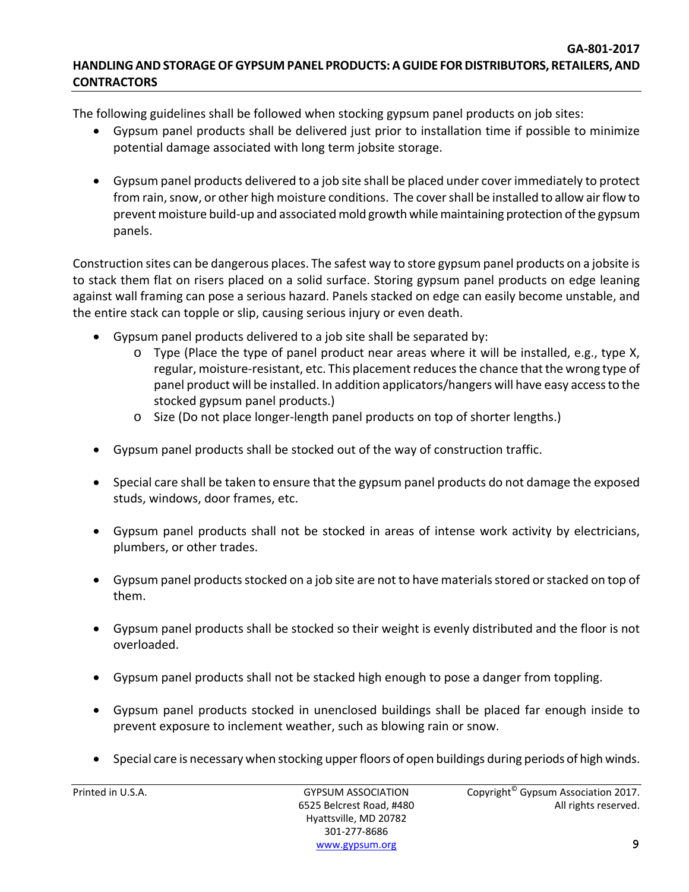The following guidelines shall be followed when stocking gypsum panel products on job sites:

- Gypsum panel products shall be delivered just prior to installation time if possible to minimize potential damage associated with long term jobsite storage.

- Gypsum panel products delivered to a job site shall be placed under cover immediately to protect from rain, snow, or other high moisture conditions. The cover shall be installed to allow air flow to prevent moisture build-up and associated mold growth while maintaining protection of the gypsum panels.

Construction sites can be dangerous places. The safest way to store gypsum panel products on a jobsite is to stack them flat on risers placed on a solid surface. Storing gypsum panel products on edge leaning against wall framing can pose a serious hazard. Panels stacked on edge can easily become unstable, and the entire stack can topple or slip, causing serious injury or even death.

- Gypsum panel products delivered to a job site shall be separated by:
  - Type (Place the type of panel product near areas where it will be installed, e.g., type X, regular, moisture-resistant, etc. This placement reduces the chance that the wrong type of panel product will be installed. In addition applicators/hangers will have easy access to the stocked gypsum panel products.)
  - Size (Do not place longer-length panel products on top of shorter lengths.)

- Gypsum panel products shall be stocked out of the way of construction traffic.

- Special care shall be taken to ensure that the gypsum panel products do not damage the exposed studs, windows, door frames, etc.

- Gypsum panel products shall not be stocked in areas of intense work activity by electricians, plumbers, or other trades.

- Gypsum panel products stocked on a job site are not to have materials stored or stacked on top of them.

- Gypsum panel products shall be stocked so their weight is evenly distributed and the floor is not overloaded.

- Gypsum panel products shall not be stacked high enough to pose a danger from toppling.

- Gypsum panel products stocked in unenclosed buildings shall be placed far enough inside to prevent exposure to inclement weather, such as blowing rain or snow.

- Special care is necessary when stocking upper floors of open buildings during periods of high winds.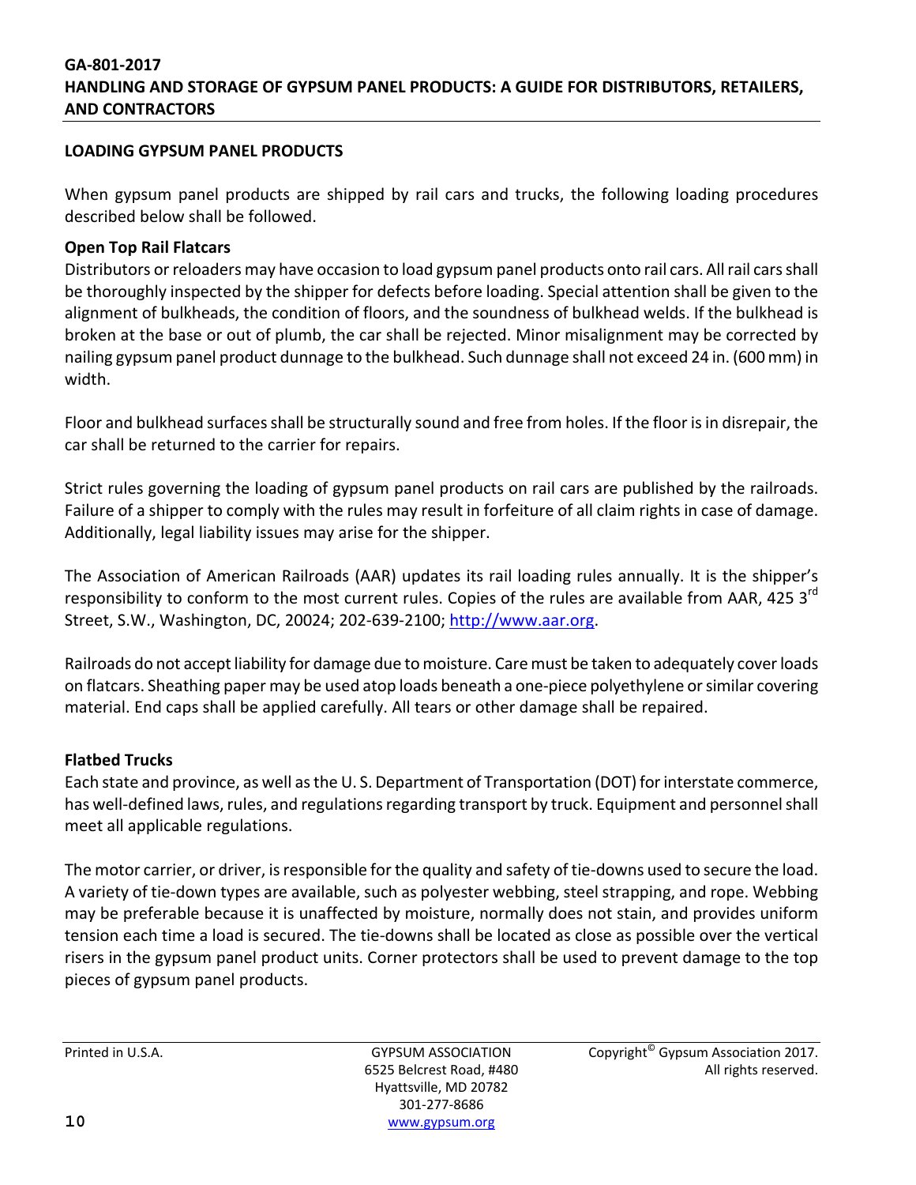## LOADING GYPSUM PANEL PRODUCTS

When gypsum panel products are shipped by rail cars and trucks, the following loading procedures described below shall be followed.

### Open Top Rail Flatcars

Distributors or reloaders may have occasion to load gypsum panel products onto rail cars. All rail cars shall be thoroughly inspected by the shipper for defects before loading. Special attention shall be given to the alignment of bulkheads, the condition of floors, and the soundness of bulkhead welds. If the bulkhead is broken at the base or out of plumb, the car shall be rejected. Minor misalignment may be corrected by nailing gypsum panel product dunnage to the bulkhead. Such dunnage shall not exceed 24 in. (600 mm) in width.

Floor and bulkhead surfaces shall be structurally sound and free from holes. If the floor is in disrepair, the car shall be returned to the carrier for repairs.

Strict rules governing the loading of gypsum panel products on rail cars are published by the railroads. Failure of a shipper to comply with the rules may result in forfeiture of all claim rights in case of damage. Additionally, legal liability issues may arise for the shipper.

The Association of American Railroads (AAR) updates its rail loading rules annually. It is the shipper's responsibility to conform to the most current rules. Copies of the rules are available from AAR, 425 3rd Street, S.W., Washington, DC, 20024; 202-639-2100; http://www.aar.org.

Railroads do not accept liability for damage due to moisture. Care must be taken to adequately cover loads on flatcars. Sheathing paper may be used atop loads beneath a one-piece polyethylene or similar covering material. End caps shall be applied carefully. All tears or other damage shall be repaired.

### Flatbed Trucks

Each state and province, as well as the U. S. Department of Transportation (DOT) for interstate commerce, has well-defined laws, rules, and regulations regarding transport by truck. Equipment and personnel shall meet all applicable regulations.

The motor carrier, or driver, is responsible for the quality and safety of tie-downs used to secure the load. A variety of tie-down types are available, such as polyester webbing, steel strapping, and rope. Webbing may be preferable because it is unaffected by moisture, normally does not stain, and provides uniform tension each time a load is secured. The tie-downs shall be located as close as possible over the vertical risers in the gypsum panel product units. Corner protectors shall be used to prevent damage to the top pieces of gypsum panel products.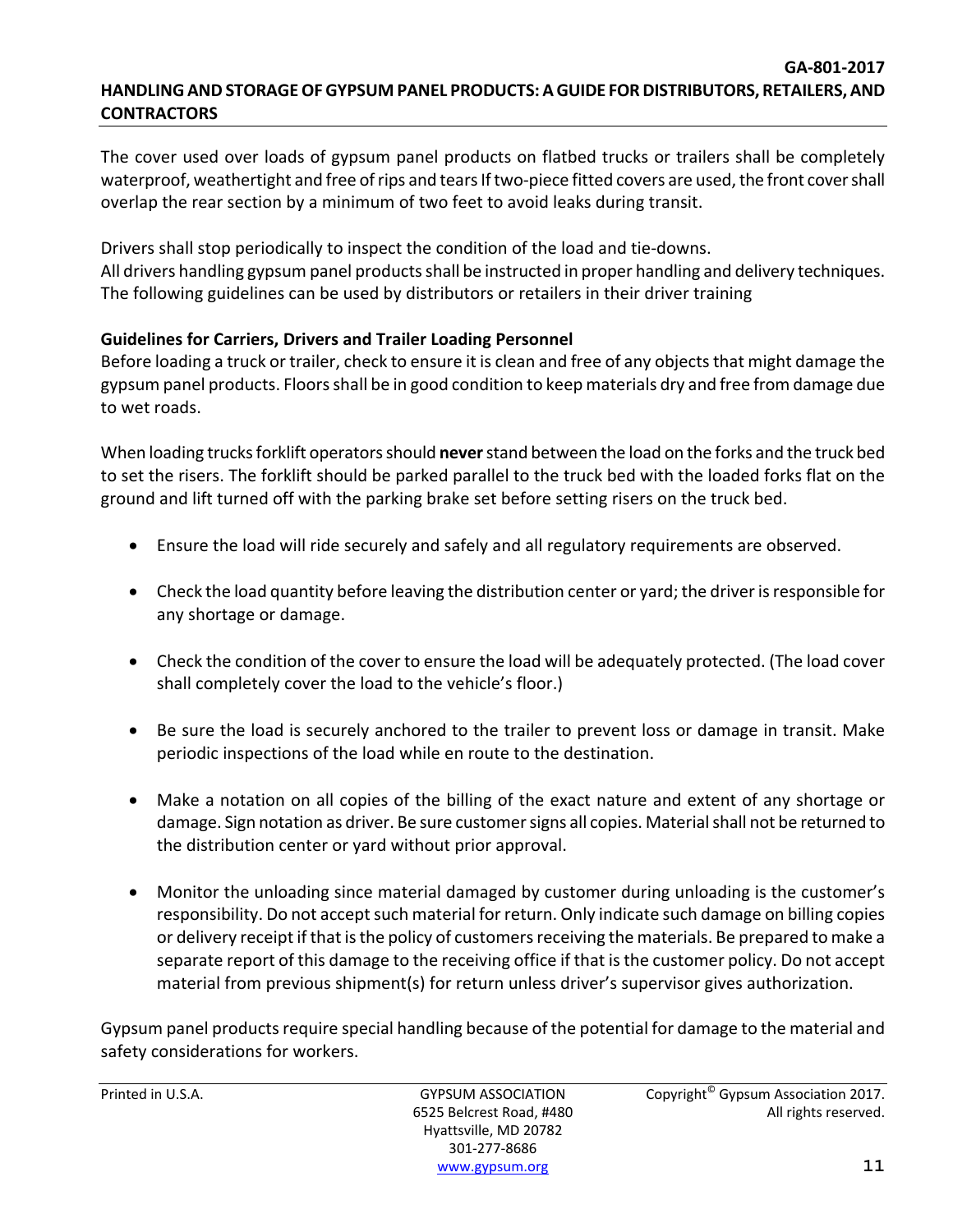The cover used over loads of gypsum panel products on flatbed trucks or trailers shall be completely waterproof, weathertight and free of rips and tears If two-piece fitted covers are used, the front cover shall overlap the rear section by a minimum of two feet to avoid leaks during transit.

Drivers shall stop periodically to inspect the condition of the load and tie-downs.
All drivers handling gypsum panel products shall be instructed in proper handling and delivery techniques. The following guidelines can be used by distributors or retailers in their driver training

**Guidelines for Carriers, Drivers and Trailer Loading Personnel**
Before loading a truck or trailer, check to ensure it is clean and free of any objects that might damage the gypsum panel products. Floors shall be in good condition to keep materials dry and free from damage due to wet roads.

When loading trucks forklift operators should **never** stand between the load on the forks and the truck bed to set the risers. The forklift should be parked parallel to the truck bed with the loaded forks flat on the ground and lift turned off with the parking brake set before setting risers on the truck bed.

- Ensure the load will ride securely and safely and all regulatory requirements are observed.
- Check the load quantity before leaving the distribution center or yard; the driver is responsible for any shortage or damage.
- Check the condition of the cover to ensure the load will be adequately protected. (The load cover shall completely cover the load to the vehicle's floor.)
- Be sure the load is securely anchored to the trailer to prevent loss or damage in transit. Make periodic inspections of the load while en route to the destination.
- Make a notation on all copies of the billing of the exact nature and extent of any shortage or damage. Sign notation as driver. Be sure customer signs all copies. Material shall not be returned to the distribution center or yard without prior approval.
- Monitor the unloading since material damaged by customer during unloading is the customer's responsibility. Do not accept such material for return. Only indicate such damage on billing copies or delivery receipt if that is the policy of customers receiving the materials. Be prepared to make a separate report of this damage to the receiving office if that is the customer policy. Do not accept material from previous shipment(s) for return unless driver's supervisor gives authorization.

Gypsum panel products require special handling because of the potential for damage to the material and safety considerations for workers.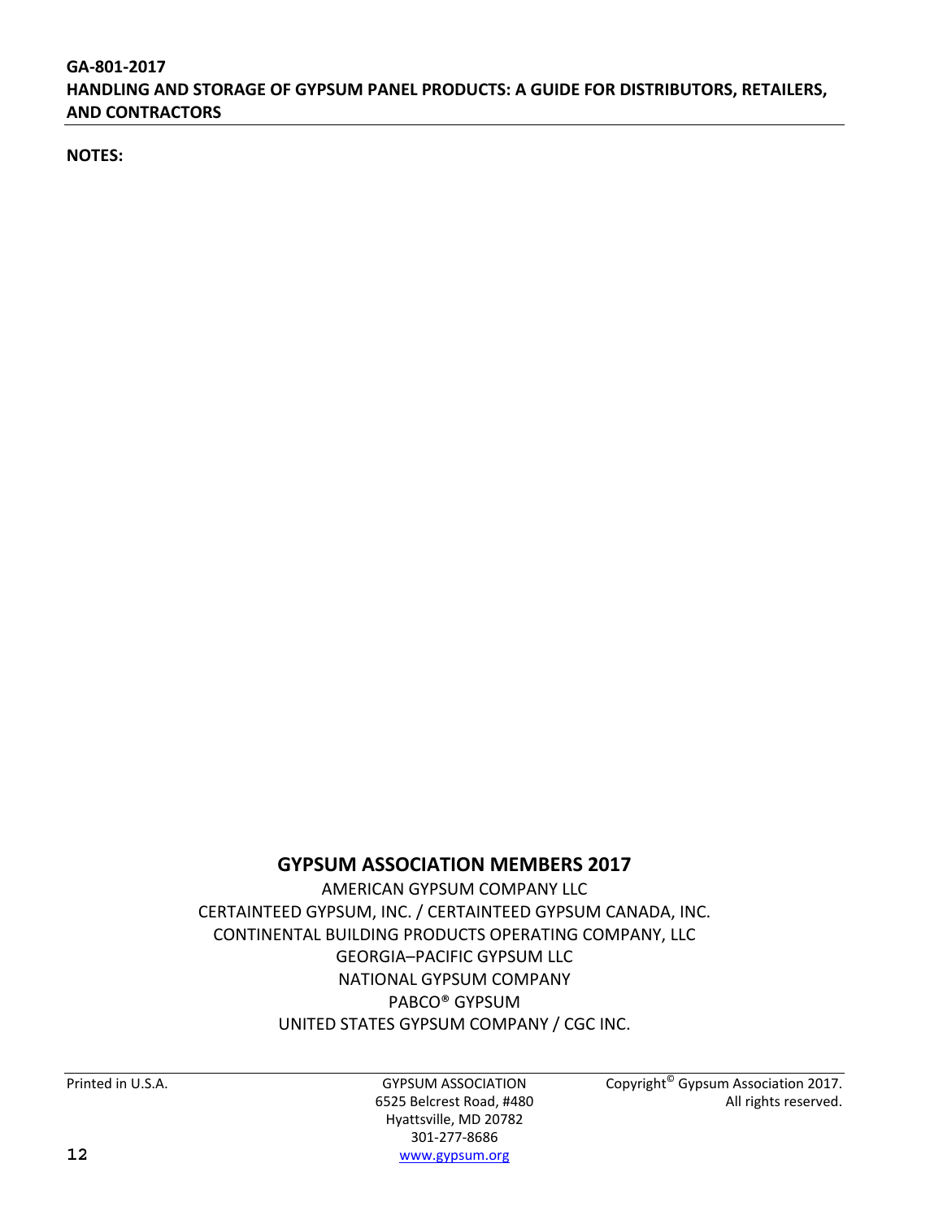**NOTES:**

## GYPSUM ASSOCIATION MEMBERS 2017

AMERICAN GYPSUM COMPANY LLC
CERTAINTEED GYPSUM, INC. / CERTAINTEED GYPSUM CANADA, INC.
CONTINENTAL BUILDING PRODUCTS OPERATING COMPANY, LLC
GEORGIA–PACIFIC GYPSUM LLC
NATIONAL GYPSUM COMPANY
PABCO® GYPSUM
UNITED STATES GYPSUM COMPANY / CGC INC.

Printed in U.S.A.

GYPSUM ASSOCIATION
6525 Belcrest Road, #480
Hyattsville, MD 20782
301-277-8686
www.gypsum.org

Copyright© Gypsum Association 2017.
All rights reserved.